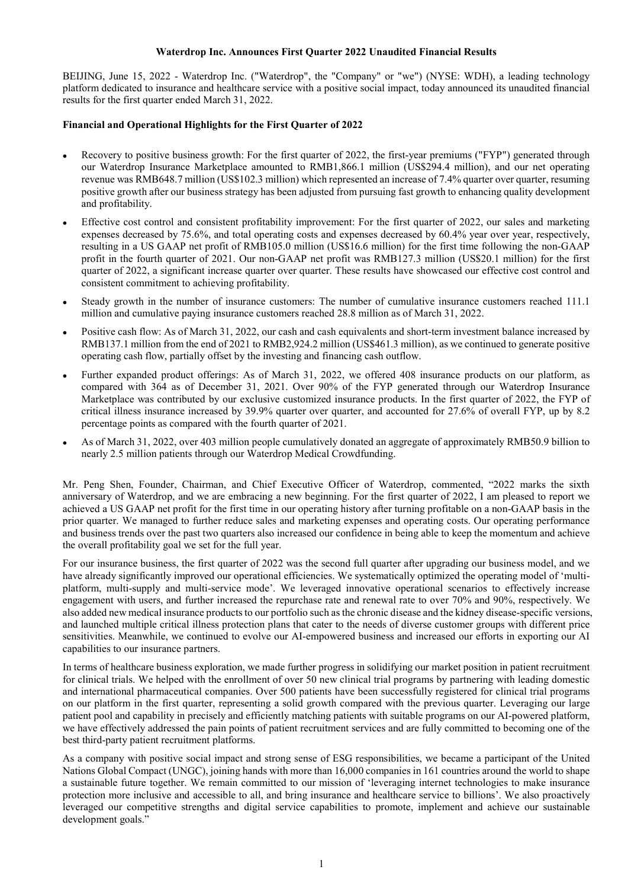# Waterdrop Inc. Announces First Quarter 2022 Unaudited Financial Results

BEIJING, June 15, 2022 - Waterdrop Inc. ("Waterdrop", the "Company" or "we") (NYSE: WDH), a leading technology platform dedicated to insurance and healthcare service with a positive social impact, today announced its unaudited financial results for the first quarter ended March 31, 2022.

## Financial and Operational Highlights for the First Quarter of 2022

- Recovery to positive business growth: For the first quarter of 2022, the first-year premiums ("FYP") generated through our Waterdrop Insurance Marketplace amounted to RMB1,866.1 million (US$294.4 million), and our net operating revenue was RMB648.7 million (US$102.3 million) which represented an increase of 7.4% quarter over quarter, resuming positive growth after our business strategy has been adjusted from pursuing fast growth to enhancing quality development and profitability.
- Effective cost control and consistent profitability improvement: For the first quarter of 2022, our sales and marketing expenses decreased by 75.6%, and total operating costs and expenses decreased by 60.4% year over year, respectively, resulting in a US GAAP net profit of RMB105.0 million (US$16.6 million) for the first time following the non-GAAP profit in the fourth quarter of 2021. Our non-GAAP net profit was RMB127.3 million (US$20.1 million) for the first quarter of 2022, a significant increase quarter over quarter. These results have showcased our effective cost control and consistent commitment to achieving profitability.
- Steady growth in the number of insurance customers: The number of cumulative insurance customers reached 111.1 million and cumulative paying insurance customers reached 28.8 million as of March 31, 2022.
- Positive cash flow: As of March 31, 2022, our cash and cash equivalents and short-term investment balance increased by RMB137.1 million from the end of 2021 to RMB2,924.2 million (US$461.3 million), as we continued to generate positive operating cash flow, partially offset by the investing and financing cash outflow.
- Further expanded product offerings: As of March 31, 2022, we offered 408 insurance products on our platform, as compared with 364 as of December 31, 2021. Over 90% of the FYP generated through our Waterdrop Insurance Marketplace was contributed by our exclusive customized insurance products. In the first quarter of 2022, the FYP of critical illness insurance increased by 39.9% quarter over quarter, and accounted for 27.6% of overall FYP, up by 8.2 percentage points as compared with the fourth quarter of 2021.
- As of March 31, 2022, over 403 million people cumulatively donated an aggregate of approximately RMB50.9 billion to nearly 2.5 million patients through our Waterdrop Medical Crowdfunding.

Mr. Peng Shen, Founder, Chairman, and Chief Executive Officer of Waterdrop, commented, "2022 marks the sixth anniversary of Waterdrop, and we are embracing a new beginning. For the first quarter of 2022, I am pleased to report we achieved a US GAAP net profit for the first time in our operating history after turning profitable on a non-GAAP basis in the prior quarter. We managed to further reduce sales and marketing expenses and operating costs. Our operating performance and business trends over the past two quarters also increased our confidence in being able to keep the momentum and achieve the overall profitability goal we set for the full year.

For our insurance business, the first quarter of 2022 was the second full quarter after upgrading our business model, and we have already significantly improved our operational efficiencies. We systematically optimized the operating model of 'multi-platform, multi-supply and multi-service mode'. We leveraged innovative operational scenarios to effectively increase engagement with users, and further increased the repurchase rate and renewal rate to over 70% and 90%, respectively. We also added new medical insurance products to our portfolio such as the chronic disease and the kidney disease-specific versions, and launched multiple critical illness protection plans that cater to the needs of diverse customer groups with different price sensitivities. Meanwhile, we continued to evolve our AI-empowered business and increased our efforts in exporting our AI capabilities to our insurance partners.

In terms of healthcare business exploration, we made further progress in solidifying our market position in patient recruitment for clinical trials. We helped with the enrollment of over 50 new clinical trial programs by partnering with leading domestic and international pharmaceutical companies. Over 500 patients have been successfully registered for clinical trial programs on our platform in the first quarter, representing a solid growth compared with the previous quarter. Leveraging our large patient pool and capability in precisely and efficiently matching patients with suitable programs on our AI-powered platform, we have effectively addressed the pain points of patient recruitment services and are fully committed to becoming one of the best third-party patient recruitment platforms.

As a company with positive social impact and strong sense of ESG responsibilities, we became a participant of the United Nations Global Compact (UNGC), joining hands with more than 16,000 companies in 161 countries around the world to shape a sustainable future together. We remain committed to our mission of 'leveraging internet technologies to make insurance protection more inclusive and accessible to all, and bring insurance and healthcare service to billions'. We also proactively leveraged our competitive strengths and digital service capabilities to promote, implement and achieve our sustainable development goals."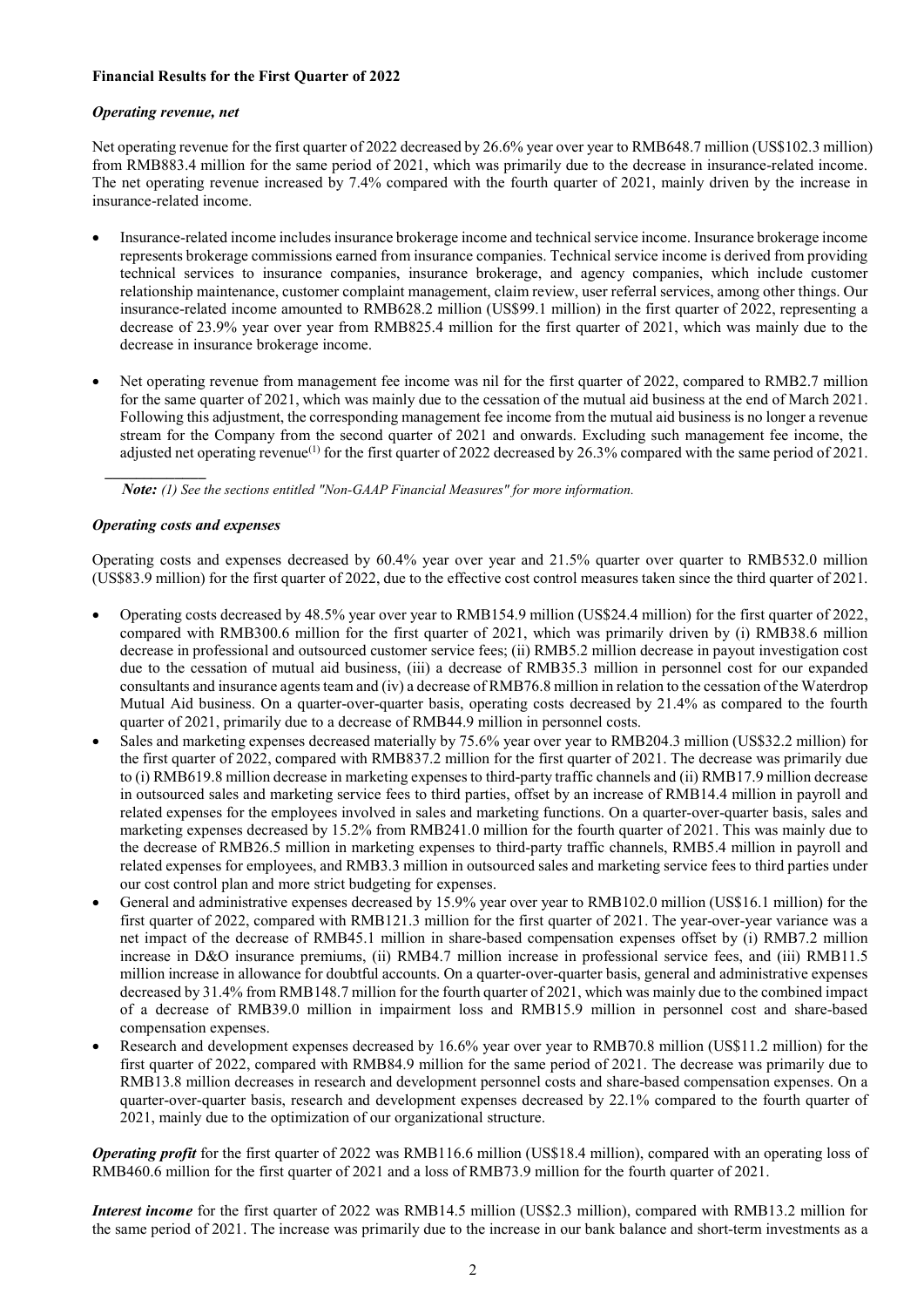**Financial Results for the First Quarter of 2022**

***Operating revenue, net***

Net operating revenue for the first quarter of 2022 decreased by 26.6% year over year to RMB648.7 million (US$102.3 million) from RMB883.4 million for the same period of 2021, which was primarily due to the decrease in insurance-related income. The net operating revenue increased by 7.4% compared with the fourth quarter of 2021, mainly driven by the increase in insurance-related income.

- Insurance-related income includes insurance brokerage income and technical service income. Insurance brokerage income represents brokerage commissions earned from insurance companies. Technical service income is derived from providing technical services to insurance companies, insurance brokerage, and agency companies, which include customer relationship maintenance, customer complaint management, claim review, user referral services, among other things. Our insurance-related income amounted to RMB628.2 million (US$99.1 million) in the first quarter of 2022, representing a decrease of 23.9% year over year from RMB825.4 million for the first quarter of 2021, which was mainly due to the decrease in insurance brokerage income.

- Net operating revenue from management fee income was nil for the first quarter of 2022, compared to RMB2.7 million for the same quarter of 2021, which was mainly due to the cessation of the mutual aid business at the end of March 2021. Following this adjustment, the corresponding management fee income from the mutual aid business is no longer a revenue stream for the Company from the second quarter of 2021 and onwards. Excluding such management fee income, the adjusted net operating revenue(1) for the first quarter of 2022 decreased by 26.3% compared with the same period of 2021.

***Note:*** *(1) See the sections entitled "Non-GAAP Financial Measures" for more information.*

***Operating costs and expenses***

Operating costs and expenses decreased by 60.4% year over year and 21.5% quarter over quarter to RMB532.0 million (US$83.9 million) for the first quarter of 2022, due to the effective cost control measures taken since the third quarter of 2021.

- Operating costs decreased by 48.5% year over year to RMB154.9 million (US$24.4 million) for the first quarter of 2022, compared with RMB300.6 million for the first quarter of 2021, which was primarily driven by (i) RMB38.6 million decrease in professional and outsourced customer service fees; (ii) RMB5.2 million decrease in payout investigation cost due to the cessation of mutual aid business, (iii) a decrease of RMB35.3 million in personnel cost for our expanded consultants and insurance agents team and (iv) a decrease of RMB76.8 million in relation to the cessation of the Waterdrop Mutual Aid business. On a quarter-over-quarter basis, operating costs decreased by 21.4% as compared to the fourth quarter of 2021, primarily due to a decrease of RMB44.9 million in personnel costs.
- Sales and marketing expenses decreased materially by 75.6% year over year to RMB204.3 million (US$32.2 million) for the first quarter of 2022, compared with RMB837.2 million for the first quarter of 2021. The decrease was primarily due to (i) RMB619.8 million decrease in marketing expenses to third-party traffic channels and (ii) RMB17.9 million decrease in outsourced sales and marketing service fees to third parties, offset by an increase of RMB14.4 million in payroll and related expenses for the employees involved in sales and marketing functions. On a quarter-over-quarter basis, sales and marketing expenses decreased by 15.2% from RMB241.0 million for the fourth quarter of 2021. This was mainly due to the decrease of RMB26.5 million in marketing expenses to third-party traffic channels, RMB5.4 million in payroll and related expenses for employees, and RMB3.3 million in outsourced sales and marketing service fees to third parties under our cost control plan and more strict budgeting for expenses.
- General and administrative expenses decreased by 15.9% year over year to RMB102.0 million (US$16.1 million) for the first quarter of 2022, compared with RMB121.3 million for the first quarter of 2021. The year-over-year variance was a net impact of the decrease of RMB45.1 million in share-based compensation expenses offset by (i) RMB7.2 million increase in D&O insurance premiums, (ii) RMB4.7 million increase in professional service fees, and (iii) RMB11.5 million increase in allowance for doubtful accounts. On a quarter-over-quarter basis, general and administrative expenses decreased by 31.4% from RMB148.7 million for the fourth quarter of 2021, which was mainly due to the combined impact of a decrease of RMB39.0 million in impairment loss and RMB15.9 million in personnel cost and share-based compensation expenses.
- Research and development expenses decreased by 16.6% year over year to RMB70.8 million (US$11.2 million) for the first quarter of 2022, compared with RMB84.9 million for the same period of 2021. The decrease was primarily due to RMB13.8 million decreases in research and development personnel costs and share-based compensation expenses. On a quarter-over-quarter basis, research and development expenses decreased by 22.1% compared to the fourth quarter of 2021, mainly due to the optimization of our organizational structure.

***Operating profit*** for the first quarter of 2022 was RMB116.6 million (US$18.4 million), compared with an operating loss of RMB460.6 million for the first quarter of 2021 and a loss of RMB73.9 million for the fourth quarter of 2021.

***Interest income*** for the first quarter of 2022 was RMB14.5 million (US$2.3 million), compared with RMB13.2 million for the same period of 2021. The increase was primarily due to the increase in our bank balance and short-term investments as a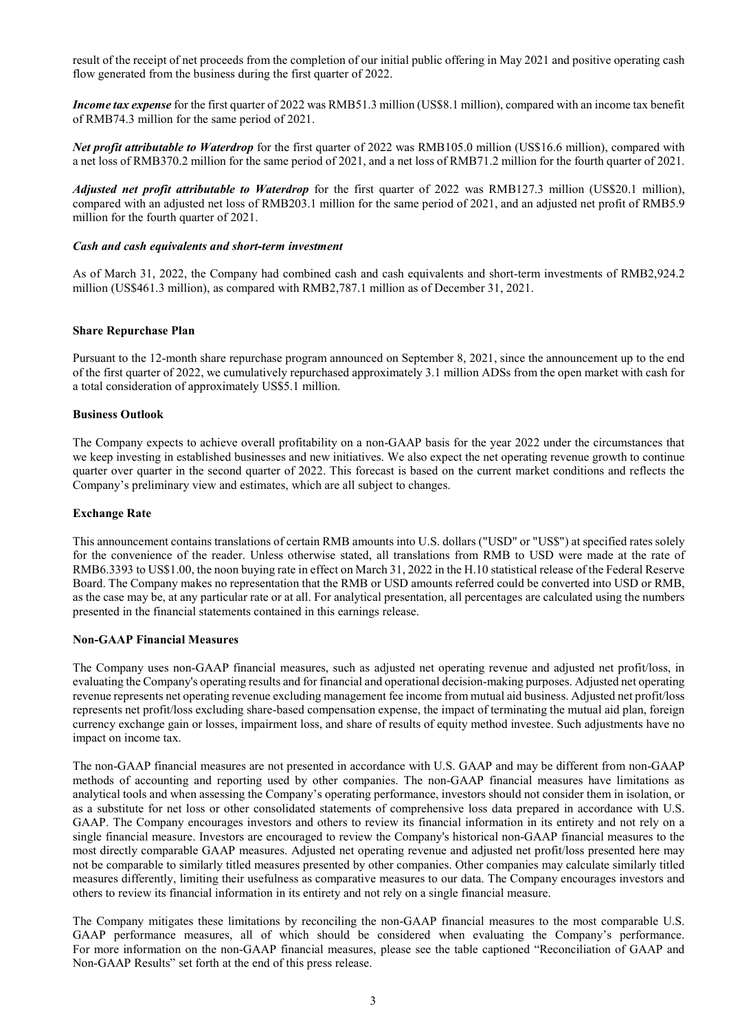result of the receipt of net proceeds from the completion of our initial public offering in May 2021 and positive operating cash flow generated from the business during the first quarter of 2022.

***Income tax expense*** for the first quarter of 2022 was RMB51.3 million (US$8.1 million), compared with an income tax benefit of RMB74.3 million for the same period of 2021.

***Net profit attributable to Waterdrop*** for the first quarter of 2022 was RMB105.0 million (US$16.6 million), compared with a net loss of RMB370.2 million for the same period of 2021, and a net loss of RMB71.2 million for the fourth quarter of 2021.

***Adjusted net profit attributable to Waterdrop*** for the first quarter of 2022 was RMB127.3 million (US$20.1 million), compared with an adjusted net loss of RMB203.1 million for the same period of 2021, and an adjusted net profit of RMB5.9 million for the fourth quarter of 2021.

***Cash and cash equivalents and short-term investment***

As of March 31, 2022, the Company had combined cash and cash equivalents and short-term investments of RMB2,924.2 million (US$461.3 million), as compared with RMB2,787.1 million as of December 31, 2021.

**Share Repurchase Plan**

Pursuant to the 12-month share repurchase program announced on September 8, 2021, since the announcement up to the end of the first quarter of 2022, we cumulatively repurchased approximately 3.1 million ADSs from the open market with cash for a total consideration of approximately US$5.1 million.

**Business Outlook**

The Company expects to achieve overall profitability on a non-GAAP basis for the year 2022 under the circumstances that we keep investing in established businesses and new initiatives. We also expect the net operating revenue growth to continue quarter over quarter in the second quarter of 2022. This forecast is based on the current market conditions and reflects the Company's preliminary view and estimates, which are all subject to changes.

**Exchange Rate**

This announcement contains translations of certain RMB amounts into U.S. dollars ("USD" or "US$") at specified rates solely for the convenience of the reader. Unless otherwise stated, all translations from RMB to USD were made at the rate of RMB6.3393 to US$1.00, the noon buying rate in effect on March 31, 2022 in the H.10 statistical release of the Federal Reserve Board. The Company makes no representation that the RMB or USD amounts referred could be converted into USD or RMB, as the case may be, at any particular rate or at all. For analytical presentation, all percentages are calculated using the numbers presented in the financial statements contained in this earnings release.

**Non-GAAP Financial Measures**

The Company uses non-GAAP financial measures, such as adjusted net operating revenue and adjusted net profit/loss, in evaluating the Company's operating results and for financial and operational decision-making purposes. Adjusted net operating revenue represents net operating revenue excluding management fee income from mutual aid business. Adjusted net profit/loss represents net profit/loss excluding share-based compensation expense, the impact of terminating the mutual aid plan, foreign currency exchange gain or losses, impairment loss, and share of results of equity method investee. Such adjustments have no impact on income tax.

The non-GAAP financial measures are not presented in accordance with U.S. GAAP and may be different from non-GAAP methods of accounting and reporting used by other companies. The non-GAAP financial measures have limitations as analytical tools and when assessing the Company's operating performance, investors should not consider them in isolation, or as a substitute for net loss or other consolidated statements of comprehensive loss data prepared in accordance with U.S. GAAP. The Company encourages investors and others to review its financial information in its entirety and not rely on a single financial measure. Investors are encouraged to review the Company's historical non-GAAP financial measures to the most directly comparable GAAP measures. Adjusted net operating revenue and adjusted net profit/loss presented here may not be comparable to similarly titled measures presented by other companies. Other companies may calculate similarly titled measures differently, limiting their usefulness as comparative measures to our data. The Company encourages investors and others to review its financial information in its entirety and not rely on a single financial measure.

The Company mitigates these limitations by reconciling the non-GAAP financial measures to the most comparable U.S. GAAP performance measures, all of which should be considered when evaluating the Company's performance. For more information on the non-GAAP financial measures, please see the table captioned "Reconciliation of GAAP and Non-GAAP Results" set forth at the end of this press release.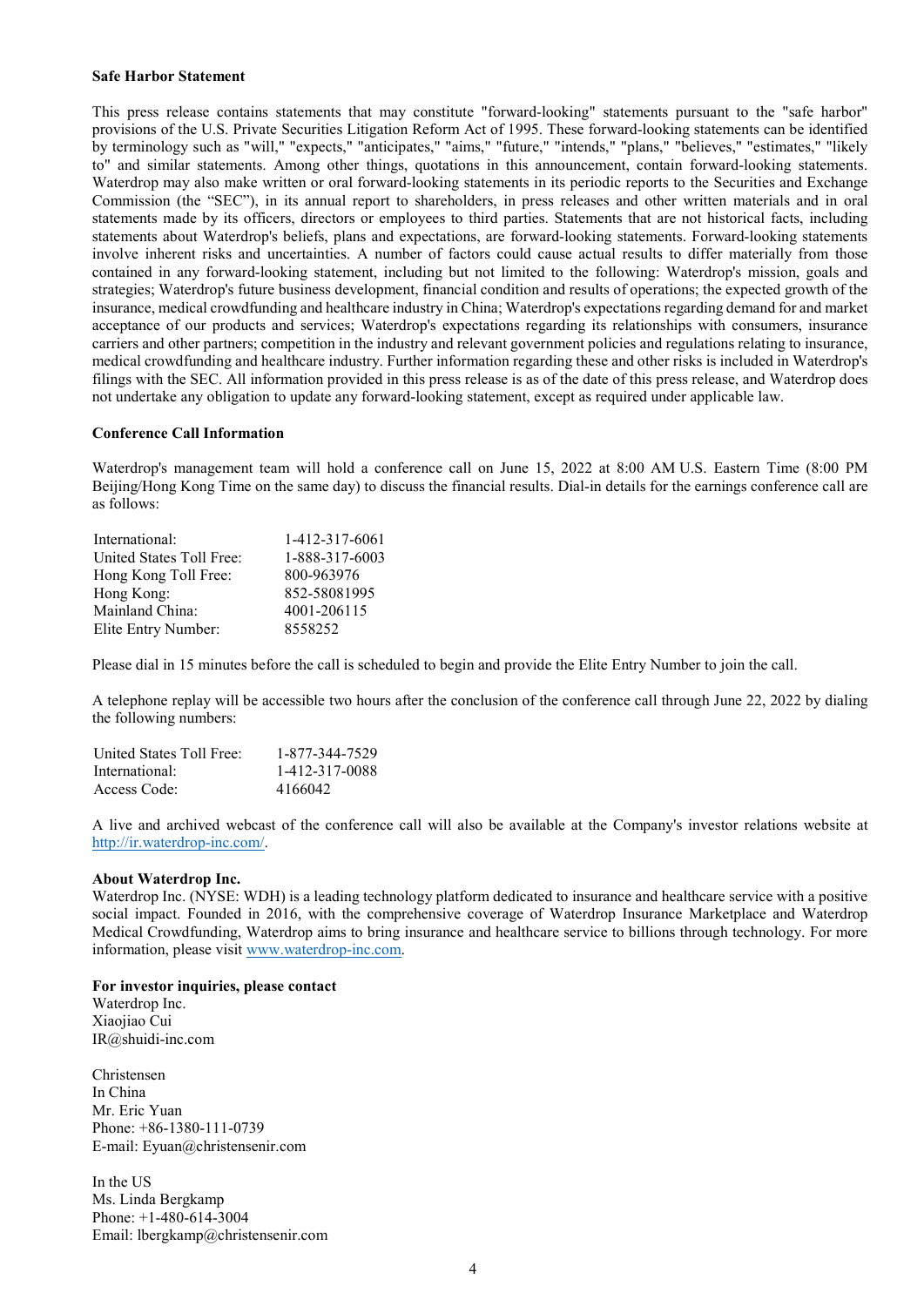**Safe Harbor Statement**

This press release contains statements that may constitute "forward-looking" statements pursuant to the "safe harbor" provisions of the U.S. Private Securities Litigation Reform Act of 1995. These forward-looking statements can be identified by terminology such as "will," "expects," "anticipates," "aims," "future," "intends," "plans," "believes," "estimates," "likely to" and similar statements. Among other things, quotations in this announcement, contain forward-looking statements. Waterdrop may also make written or oral forward-looking statements in its periodic reports to the Securities and Exchange Commission (the "SEC"), in its annual report to shareholders, in press releases and other written materials and in oral statements made by its officers, directors or employees to third parties. Statements that are not historical facts, including statements about Waterdrop's beliefs, plans and expectations, are forward-looking statements. Forward-looking statements involve inherent risks and uncertainties. A number of factors could cause actual results to differ materially from those contained in any forward-looking statement, including but not limited to the following: Waterdrop's mission, goals and strategies; Waterdrop's future business development, financial condition and results of operations; the expected growth of the insurance, medical crowdfunding and healthcare industry in China; Waterdrop's expectations regarding demand for and market acceptance of our products and services; Waterdrop's expectations regarding its relationships with consumers, insurance carriers and other partners; competition in the industry and relevant government policies and regulations relating to insurance, medical crowdfunding and healthcare industry. Further information regarding these and other risks is included in Waterdrop's filings with the SEC. All information provided in this press release is as of the date of this press release, and Waterdrop does not undertake any obligation to update any forward-looking statement, except as required under applicable law.

**Conference Call Information**

Waterdrop's management team will hold a conference call on June 15, 2022 at 8:00 AM U.S. Eastern Time (8:00 PM Beijing/Hong Kong Time on the same day) to discuss the financial results. Dial-in details for the earnings conference call are as follows:

| | |
|---|---|
| International: | 1-412-317-6061 |
| United States Toll Free: | 1-888-317-6003 |
| Hong Kong Toll Free: | 800-963976 |
| Hong Kong: | 852-58081995 |
| Mainland China: | 4001-206115 |
| Elite Entry Number: | 8558252 |

Please dial in 15 minutes before the call is scheduled to begin and provide the Elite Entry Number to join the call.

A telephone replay will be accessible two hours after the conclusion of the conference call through June 22, 2022 by dialing the following numbers:

| | |
|---|---|
| United States Toll Free: | 1-877-344-7529 |
| International: | 1-412-317-0088 |
| Access Code: | 4166042 |

A live and archived webcast of the conference call will also be available at the Company's investor relations website at http://ir.waterdrop-inc.com/.

**About Waterdrop Inc.**

Waterdrop Inc. (NYSE: WDH) is a leading technology platform dedicated to insurance and healthcare service with a positive social impact. Founded in 2016, with the comprehensive coverage of Waterdrop Insurance Marketplace and Waterdrop Medical Crowdfunding, Waterdrop aims to bring insurance and healthcare service to billions through technology. For more information, please visit www.waterdrop-inc.com.

**For investor inquiries, please contact**

Waterdrop Inc.
Xiaojiao Cui
IR@shuidi-inc.com

Christensen
In China
Mr. Eric Yuan
Phone: +86-1380-111-0739
E-mail: Eyuan@christensenir.com

In the US
Ms. Linda Bergkamp
Phone: +1-480-614-3004
Email: lbergkamp@christensenir.com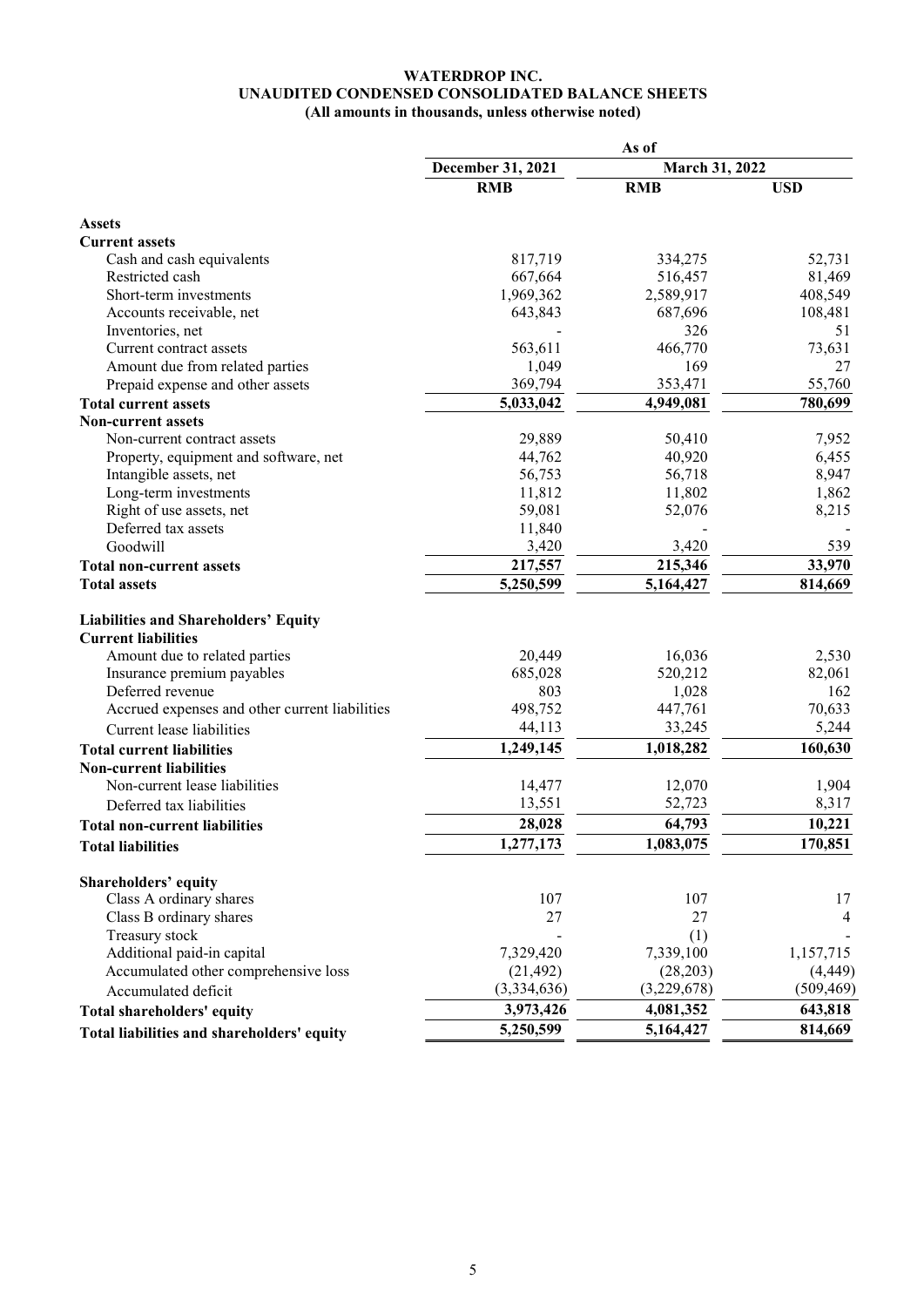# WATERDROP INC.
## UNAUDITED CONDENSED CONSOLIDATED BALANCE SHEETS
**(All amounts in thousands, unless otherwise noted)**

| | As of | | |
|---|---|---|---|
| | December 31, 2021 | March 31, 2022 | |
| | RMB | RMB | USD |
| **Assets** | | | |
| **Current assets** | | | |
| Cash and cash equivalents | 817,719 | 334,275 | 52,731 |
| Restricted cash | 667,664 | 516,457 | 81,469 |
| Short-term investments | 1,969,362 | 2,589,917 | 408,549 |
| Accounts receivable, net | 643,843 | 687,696 | 108,481 |
| Inventories, net | - | 326 | 51 |
| Current contract assets | 563,611 | 466,770 | 73,631 |
| Amount due from related parties | 1,049 | 169 | 27 |
| Prepaid expense and other assets | 369,794 | 353,471 | 55,760 |
| **Total current assets** | **5,033,042** | **4,949,081** | **780,699** |
| **Non-current assets** | | | |
| Non-current contract assets | 29,889 | 50,410 | 7,952 |
| Property, equipment and software, net | 44,762 | 40,920 | 6,455 |
| Intangible assets, net | 56,753 | 56,718 | 8,947 |
| Long-term investments | 11,812 | 11,802 | 1,862 |
| Right of use assets, net | 59,081 | 52,076 | 8,215 |
| Deferred tax assets | 11,840 | - | - |
| Goodwill | 3,420 | 3,420 | 539 |
| **Total non-current assets** | **217,557** | **215,346** | **33,970** |
| **Total assets** | **5,250,599** | **5,164,427** | **814,669** |
| **Liabilities and Shareholders' Equity** | | | |
| **Current liabilities** | | | |
| Amount due to related parties | 20,449 | 16,036 | 2,530 |
| Insurance premium payables | 685,028 | 520,212 | 82,061 |
| Deferred revenue | 803 | 1,028 | 162 |
| Accrued expenses and other current liabilities | 498,752 | 447,761 | 70,633 |
| Current lease liabilities | 44,113 | 33,245 | 5,244 |
| **Total current liabilities** | **1,249,145** | **1,018,282** | **160,630** |
| **Non-current liabilities** | | | |
| Non-current lease liabilities | 14,477 | 12,070 | 1,904 |
| Deferred tax liabilities | 13,551 | 52,723 | 8,317 |
| **Total non-current liabilities** | **28,028** | **64,793** | **10,221** |
| **Total liabilities** | **1,277,173** | **1,083,075** | **170,851** |
| **Shareholders' equity** | | | |
| Class A ordinary shares | 107 | 107 | 17 |
| Class B ordinary shares | 27 | 27 | 4 |
| Treasury stock | - | (1) | - |
| Additional paid-in capital | 7,329,420 | 7,339,100 | 1,157,715 |
| Accumulated other comprehensive loss | (21,492) | (28,203) | (4,449) |
| Accumulated deficit | (3,334,636) | (3,229,678) | (509,469) |
| **Total shareholders' equity** | **3,973,426** | **4,081,352** | **643,818** |
| **Total liabilities and shareholders' equity** | **5,250,599** | **5,164,427** | **814,669** |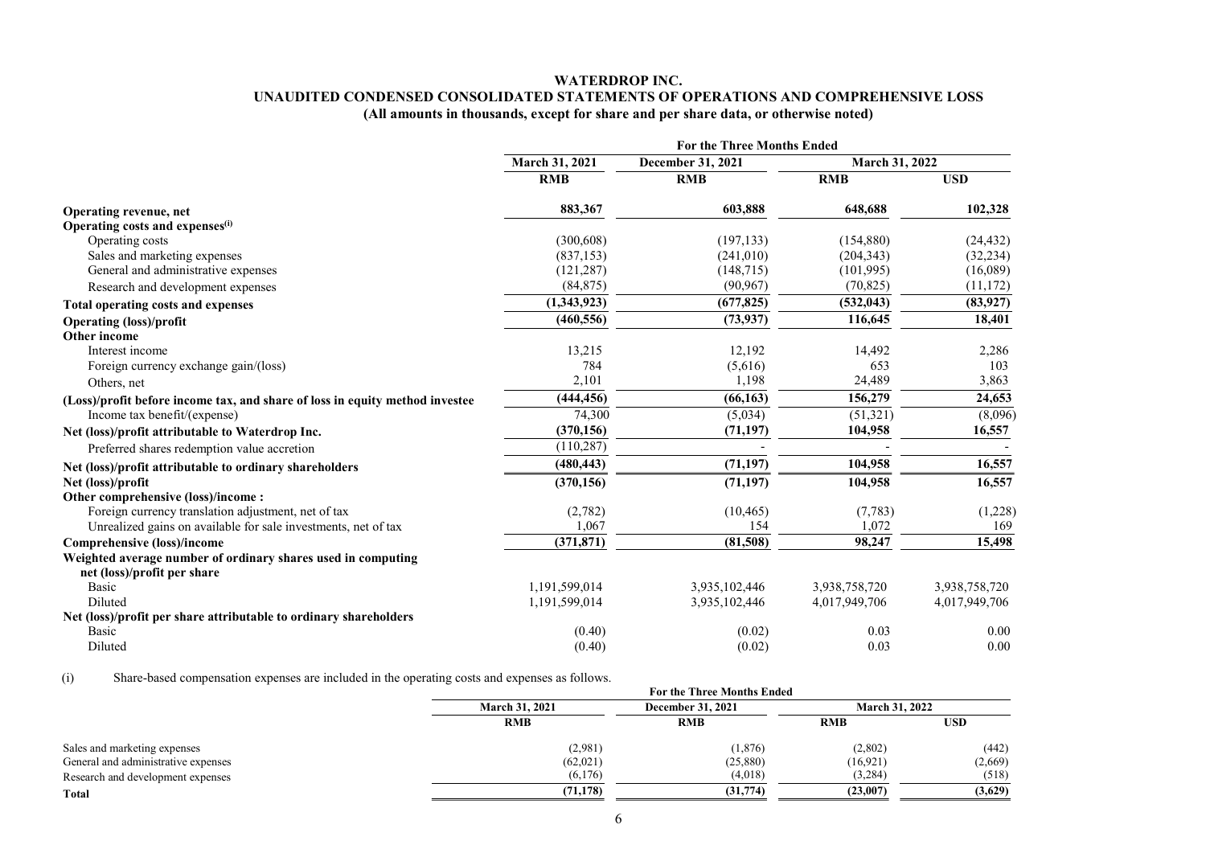# WATERDROP INC.

## UNAUDITED CONDENSED CONSOLIDATED STATEMENTS OF OPERATIONS AND COMPREHENSIVE LOSS

**(All amounts in thousands, except for share and per share data, or otherwise noted)**

| | For the Three Months Ended | | | |
|---|---|---|---|---|
| | March 31, 2021 | December 31, 2021 | March 31, 2022 | |
| | RMB | RMB | RMB | USD |
| **Operating revenue, net** | 883,367 | 603,888 | 648,688 | 102,328 |
| **Operating costs and expenses**[(i)] | | | | |
| Operating costs | (300,608) | (197,133) | (154,880) | (24,432) |
| Sales and marketing expenses | (837,153) | (241,010) | (204,343) | (32,234) |
| General and administrative expenses | (121,287) | (148,715) | (101,995) | (16,089) |
| Research and development expenses | (84,875) | (90,967) | (70,825) | (11,172) |
| **Total operating costs and expenses** | (1,343,923) | (677,825) | (532,043) | (83,927) |
| **Operating (loss)/profit** | (460,556) | (73,937) | 116,645 | 18,401 |
| **Other income** | | | | |
| Interest income | 13,215 | 12,192 | 14,492 | 2,286 |
| Foreign currency exchange gain/(loss) | 784 | (5,616) | 653 | 103 |
| Others, net | 2,101 | 1,198 | 24,489 | 3,863 |
| **(Loss)/profit before income tax, and share of loss in equity method investee** | (444,456) | (66,163) | 156,279 | 24,653 |
| Income tax benefit/(expense) | 74,300 | (5,034) | (51,321) | (8,096) |
| **Net (loss)/profit attributable to Waterdrop Inc.** | (370,156) | (71,197) | 104,958 | 16,557 |
| Preferred shares redemption value accretion | (110,287) | - | - | - |
| **Net (loss)/profit attributable to ordinary shareholders** | (480,443) | (71,197) | 104,958 | 16,557 |
| **Net (loss)/profit** | (370,156) | (71,197) | 104,958 | 16,557 |
| **Other comprehensive (loss)/income :** | | | | |
| Foreign currency translation adjustment, net of tax | (2,782) | (10,465) | (7,783) | (1,228) |
| Unrealized gains on available for sale investments, net of tax | 1,067 | 154 | 1,072 | 169 |
| **Comprehensive (loss)/income** | (371,871) | (81,508) | 98,247 | 15,498 |
| **Weighted average number of ordinary shares used in computing net (loss)/profit per share** | | | | |
| Basic | 1,191,599,014 | 3,935,102,446 | 3,938,758,720 | 3,938,758,720 |
| Diluted | 1,191,599,014 | 3,935,102,446 | 4,017,949,706 | 4,017,949,706 |
| **Net (loss)/profit per share attributable to ordinary shareholders** | | | | |
| Basic | (0.40) | (0.02) | 0.03 | 0.00 |
| Diluted | (0.40) | (0.02) | 0.03 | 0.00 |

(i) Share-based compensation expenses are included in the operating costs and expenses as follows.

| | For the Three Months Ended | | | |
|---|---|---|---|---|
| | March 31, 2021 | December 31, 2021 | March 31, 2022 | |
| | RMB | RMB | RMB | USD |
| Sales and marketing expenses | (2,981) | (1,876) | (2,802) | (442) |
| General and administrative expenses | (62,021) | (25,880) | (16,921) | (2,669) |
| Research and development expenses | (6,176) | (4,018) | (3,284) | (518) |
| **Total** | (71,178) | (31,774) | (23,007) | (3,629) |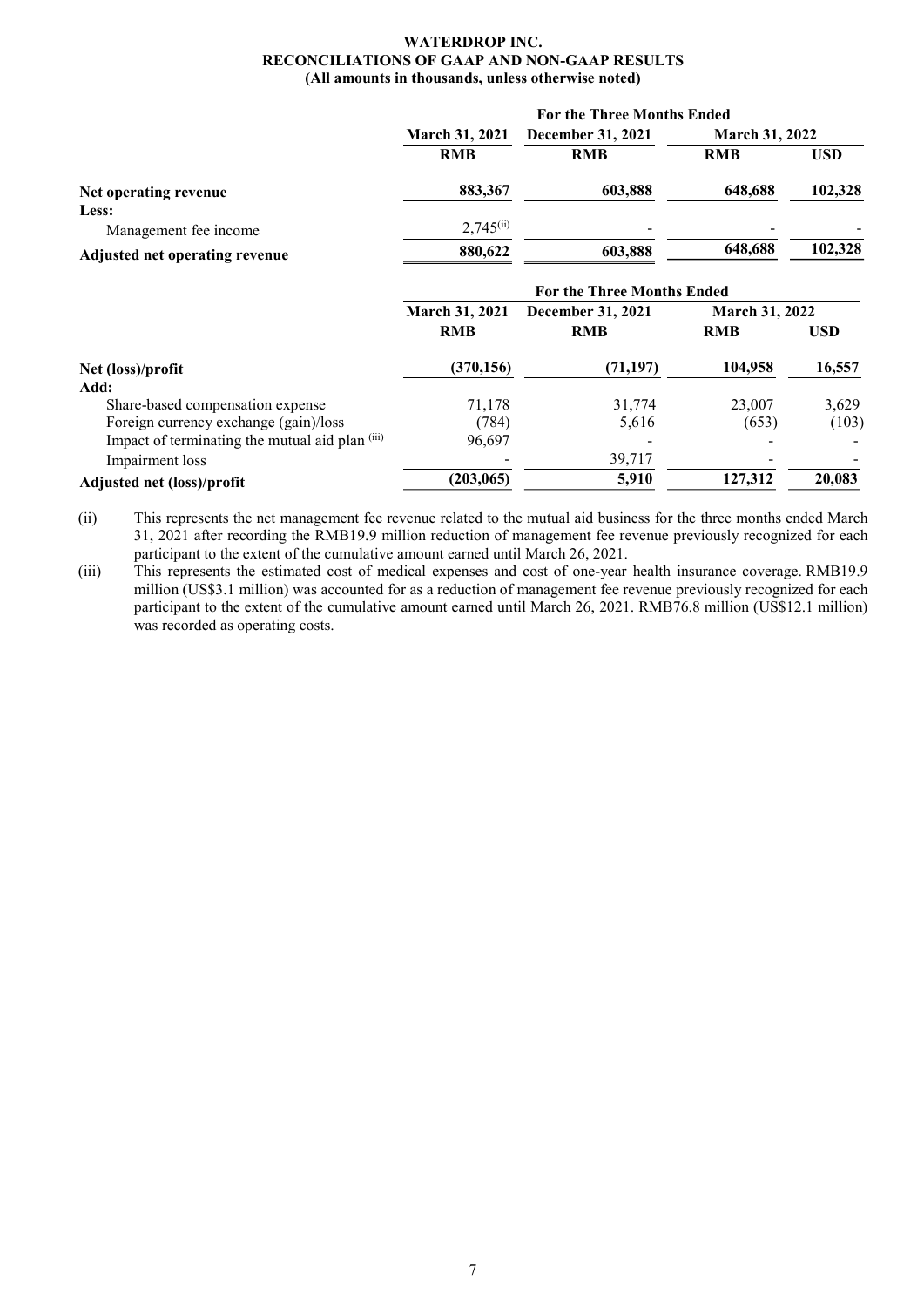**WATERDROP INC.**
**RECONCILIATIONS OF GAAP AND NON-GAAP RESULTS**
**(All amounts in thousands, unless otherwise noted)**

| | For the Three Months Ended | | | |
|---|---|---|---|---|
| | March 31, 2021 | December 31, 2021 | March 31, 2022 | |
| | RMB | RMB | RMB | USD |
| **Net operating revenue** | **883,367** | **603,888** | **648,688** | **102,328** |
| **Less:** | | | | |
| Management fee income | 2,745[(ii)] | - | - | - |
| **Adjusted net operating revenue** | **880,622** | **603,888** | **648,688** | **102,328** |

| | For the Three Months Ended | | | |
|---|---|---|---|---|
| | March 31, 2021 | December 31, 2021 | March 31, 2022 | |
| | RMB | RMB | RMB | USD |
| **Net (loss)/profit** | **(370,156)** | **(71,197)** | **104,958** | **16,557** |
| **Add:** | | | | |
| Share-based compensation expense | 71,178 | 31,774 | 23,007 | 3,629 |
| Foreign currency exchange (gain)/loss | (784) | 5,616 | (653) | (103) |
| Impact of terminating the mutual aid plan [(iii)] | 96,697 | - | - | - |
| Impairment loss | - | 39,717 | - | - |
| **Adjusted net (loss)/profit** | **(203,065)** | **5,910** | **127,312** | **20,083** |

(ii) This represents the net management fee revenue related to the mutual aid business for the three months ended March 31, 2021 after recording the RMB19.9 million reduction of management fee revenue previously recognized for each participant to the extent of the cumulative amount earned until March 26, 2021.

(iii) This represents the estimated cost of medical expenses and cost of one-year health insurance coverage. RMB19.9 million (US$3.1 million) was accounted for as a reduction of management fee revenue previously recognized for each participant to the extent of the cumulative amount earned until March 26, 2021. RMB76.8 million (US$12.1 million) was recorded as operating costs.